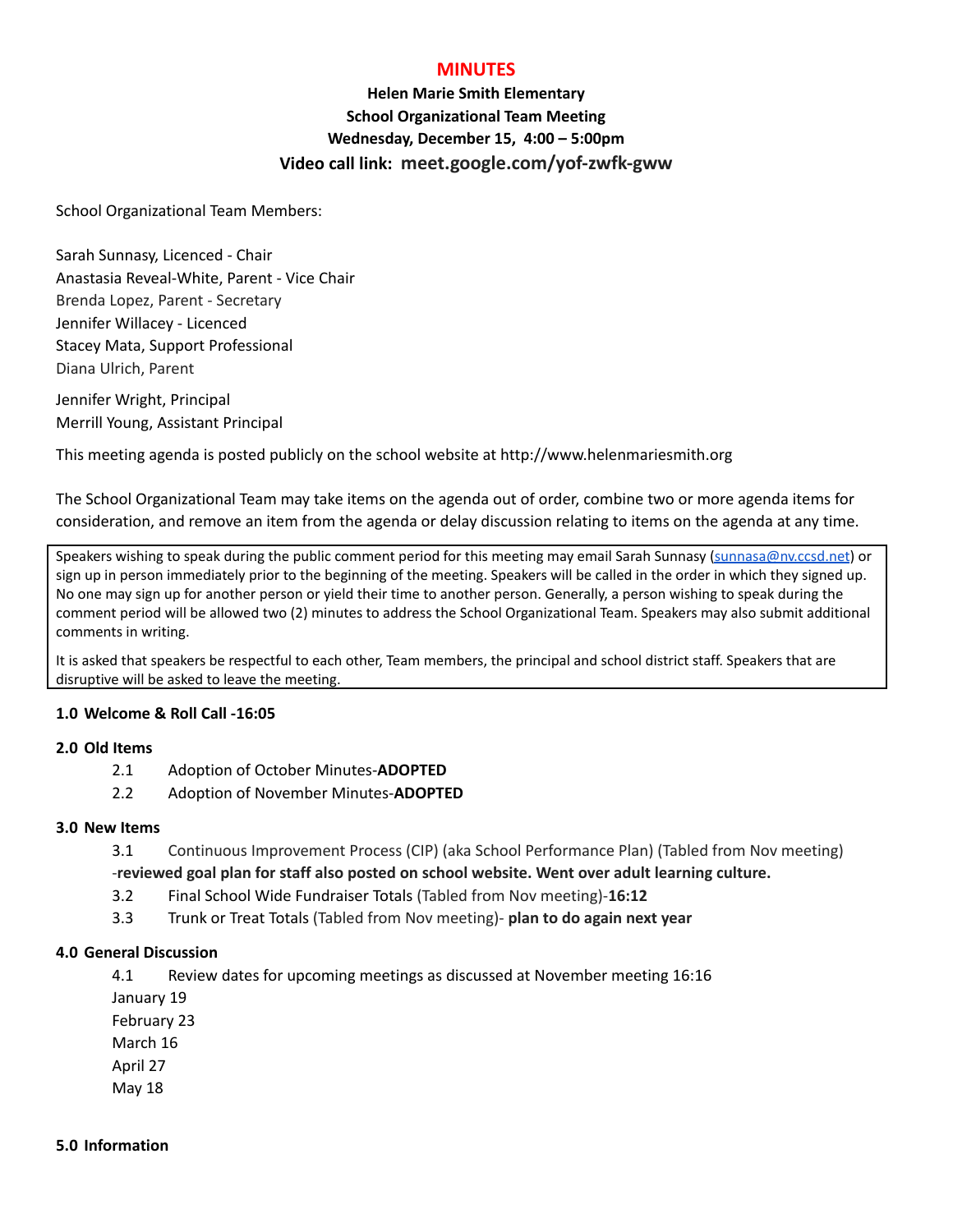# MINUTES

**Helen Marie Smith Elementary**
**School Organizational Team Meeting**
**Wednesday, December 15, 4:00 – 5:00pm**
**Video call link: meet.google.com/yof-zwfk-gww**

School Organizational Team Members:

Sarah Sunnasy, Licenced - Chair
Anastasia Reveal-White, Parent - Vice Chair
Brenda Lopez, Parent - Secretary
Jennifer Willacey - Licenced
Stacey Mata, Support Professional
Diana Ulrich, Parent

Jennifer Wright, Principal
Merrill Young, Assistant Principal

This meeting agenda is posted publicly on the school website at http://www.helenmariesmith.org

The School Organizational Team may take items on the agenda out of order, combine two or more agenda items for consideration, and remove an item from the agenda or delay discussion relating to items on the agenda at any time.

> Speakers wishing to speak during the public comment period for this meeting may email Sarah Sunnasy (sunnasa@nv.ccsd.net) or sign up in person immediately prior to the beginning of the meeting. Speakers will be called in the order in which they signed up. No one may sign up for another person or yield their time to another person. Generally, a person wishing to speak during the comment period will be allowed two (2) minutes to address the School Organizational Team. Speakers may also submit additional comments in writing.
>
> It is asked that speakers be respectful to each other, Team members, the principal and school district staff. Speakers that are disruptive will be asked to leave the meeting.

**1.0 Welcome & Roll Call -16:05**

**2.0 Old Items**

2.1 Adoption of October Minutes-**ADOPTED**

2.2 Adoption of November Minutes-**ADOPTED**

**3.0 New Items**

3.1 Continuous Improvement Process (CIP) (aka School Performance Plan) (Tabled from Nov meeting) -**reviewed goal plan for staff also posted on school website. Went over adult learning culture.**

3.2 Final School Wide Fundraiser Totals (Tabled from Nov meeting)-**16:12**

3.3 Trunk or Treat Totals (Tabled from Nov meeting)- **plan to do again next year**

**4.0 General Discussion**

4.1 Review dates for upcoming meetings as discussed at November meeting 16:16

January 19
February 23
March 16
April 27
May 18

**5.0 Information**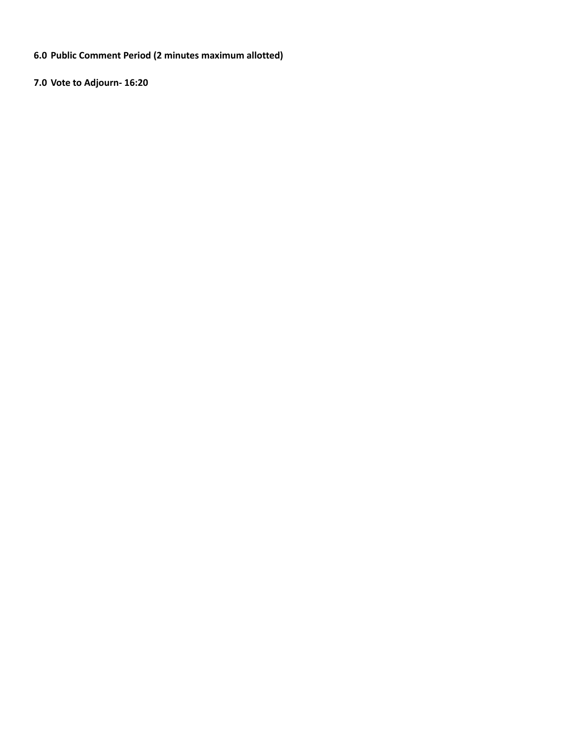**6.0 Public Comment Period (2 minutes maximum allotted)**

**7.0 Vote to Adjourn- 16:20**